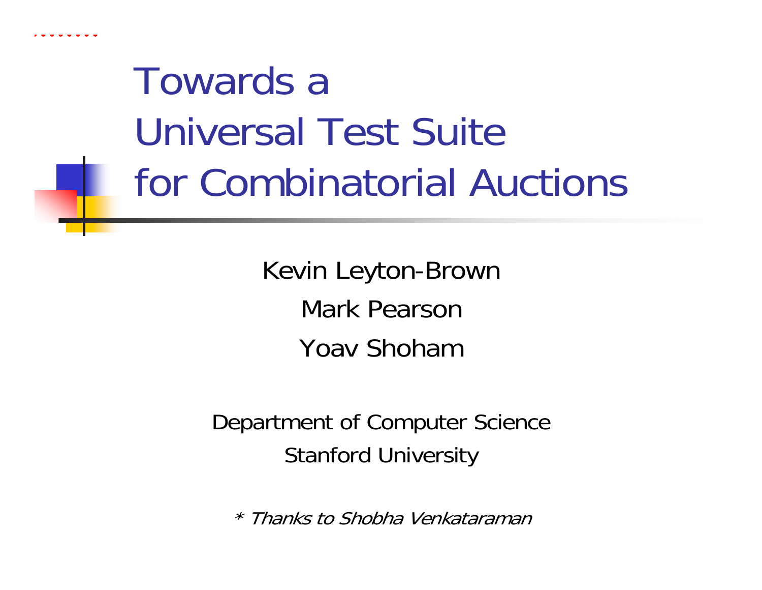# Towards a Universal Test Suite for Combinatorial Auctions

Kevin Leyton-Brown

Mark Pearson

Yoav Shoham

Department of Computer Science

Stanford University

*\* Thanks to Shobha Venkataraman*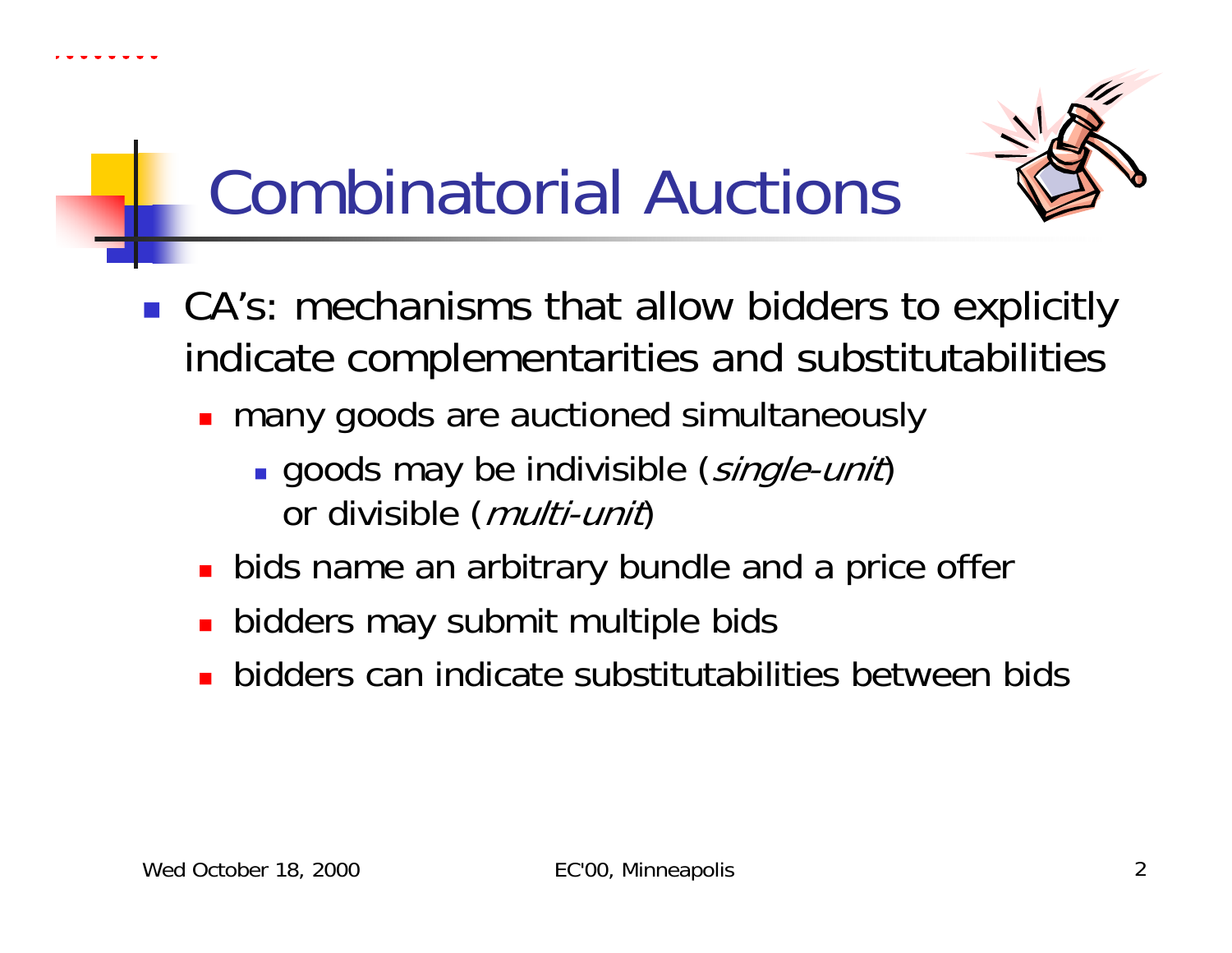# Combinatorial Auctions

- CA's: mechanisms that allow bidders to explicitly indicate complementarities and substitutabilities
  - many goods are auctioned simultaneously
    - goods may be indivisible (*single-unit*) or divisible (*multi-unit*)
  - bids name an arbitrary bundle and a price offer
  - bidders may submit multiple bids
  - bidders can indicate substitutabilities between bids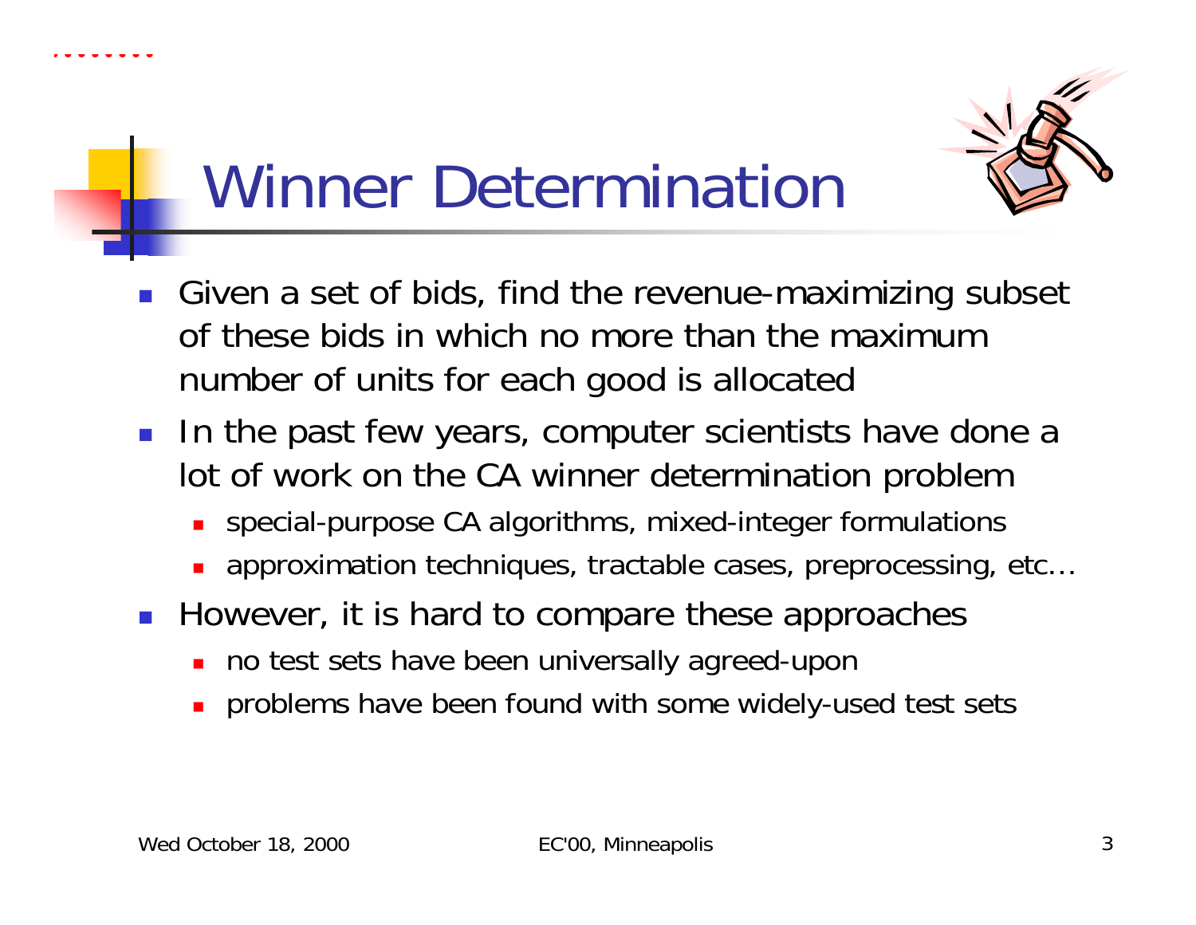# Winner Determination

- Given a set of bids, find the revenue-maximizing subset of these bids in which no more than the maximum number of units for each good is allocated
- In the past few years, computer scientists have done a lot of work on the CA winner determination problem
  - special-purpose CA algorithms, mixed-integer formulations
  - approximation techniques, tractable cases, preprocessing, etc…
- However, it is hard to compare these approaches
  - no test sets have been universally agreed-upon
  - problems have been found with some widely-used test sets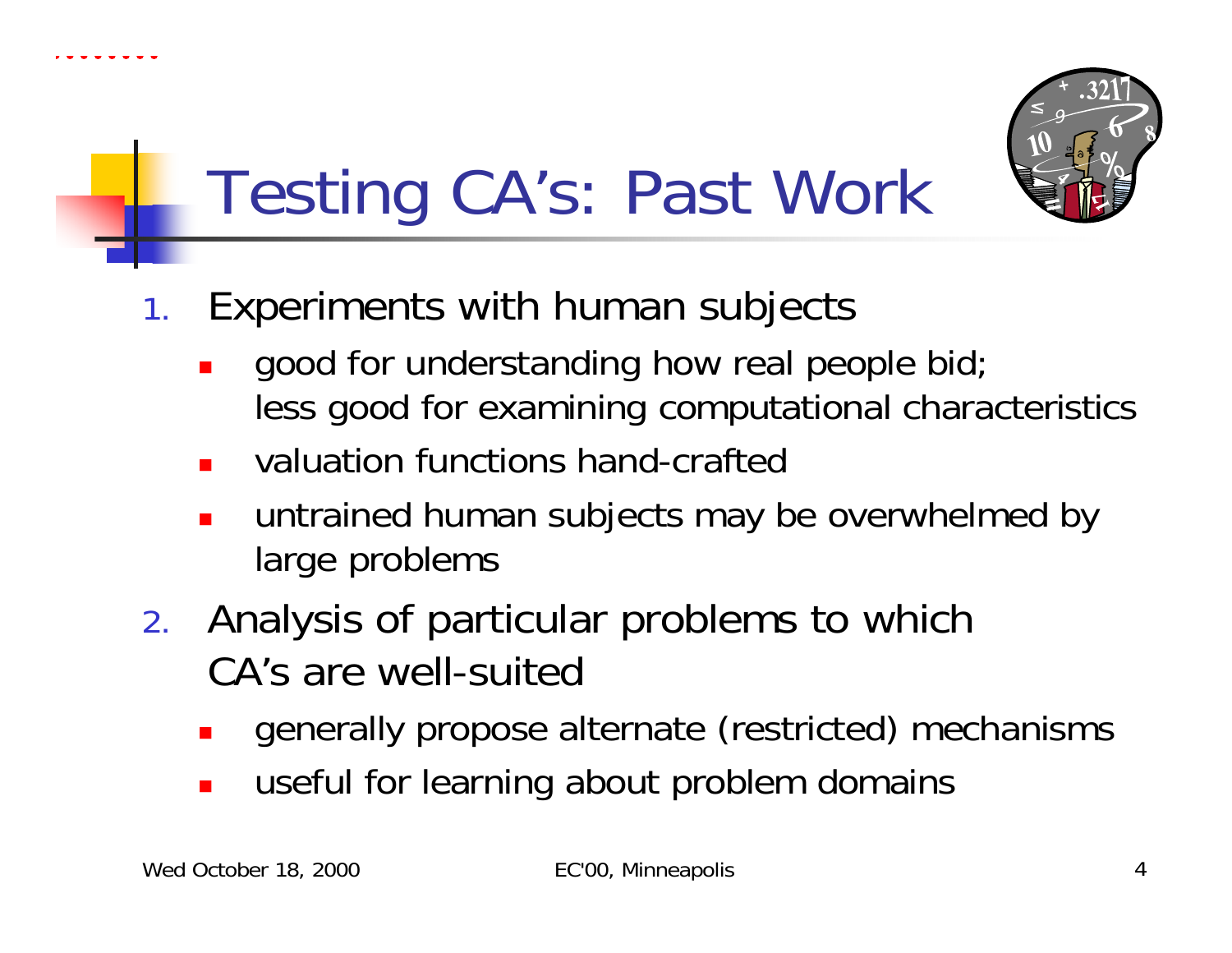# Testing CA's: Past Work

1. Experiments with human subjects
   - good for understanding how real people bid; less good for examining computational characteristics
   - valuation functions hand-crafted
   - untrained human subjects may be overwhelmed by large problems
2. Analysis of particular problems to which CA's are well-suited
   - generally propose alternate (restricted) mechanisms
   - useful for learning about problem domains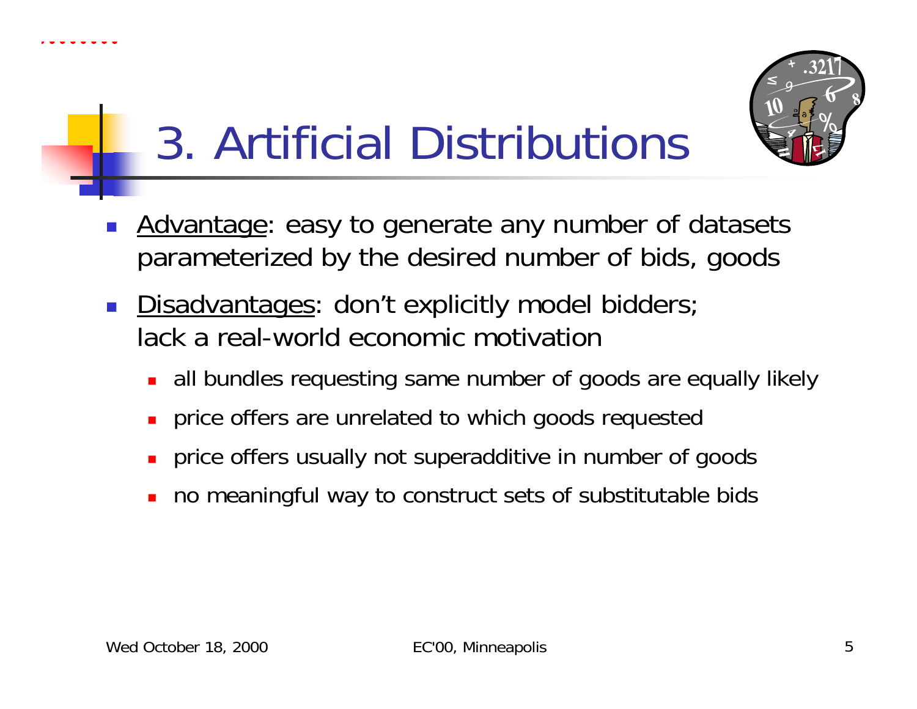# 3. Artificial Distributions

- Advantage: easy to generate any number of datasets parameterized by the desired number of bids, goods
- Disadvantages: don't explicitly model bidders; lack a real-world economic motivation
  - all bundles requesting same number of goods are equally likely
  - price offers are unrelated to which goods requested
  - price offers usually not superadditive in number of goods
  - no meaningful way to construct sets of substitutable bids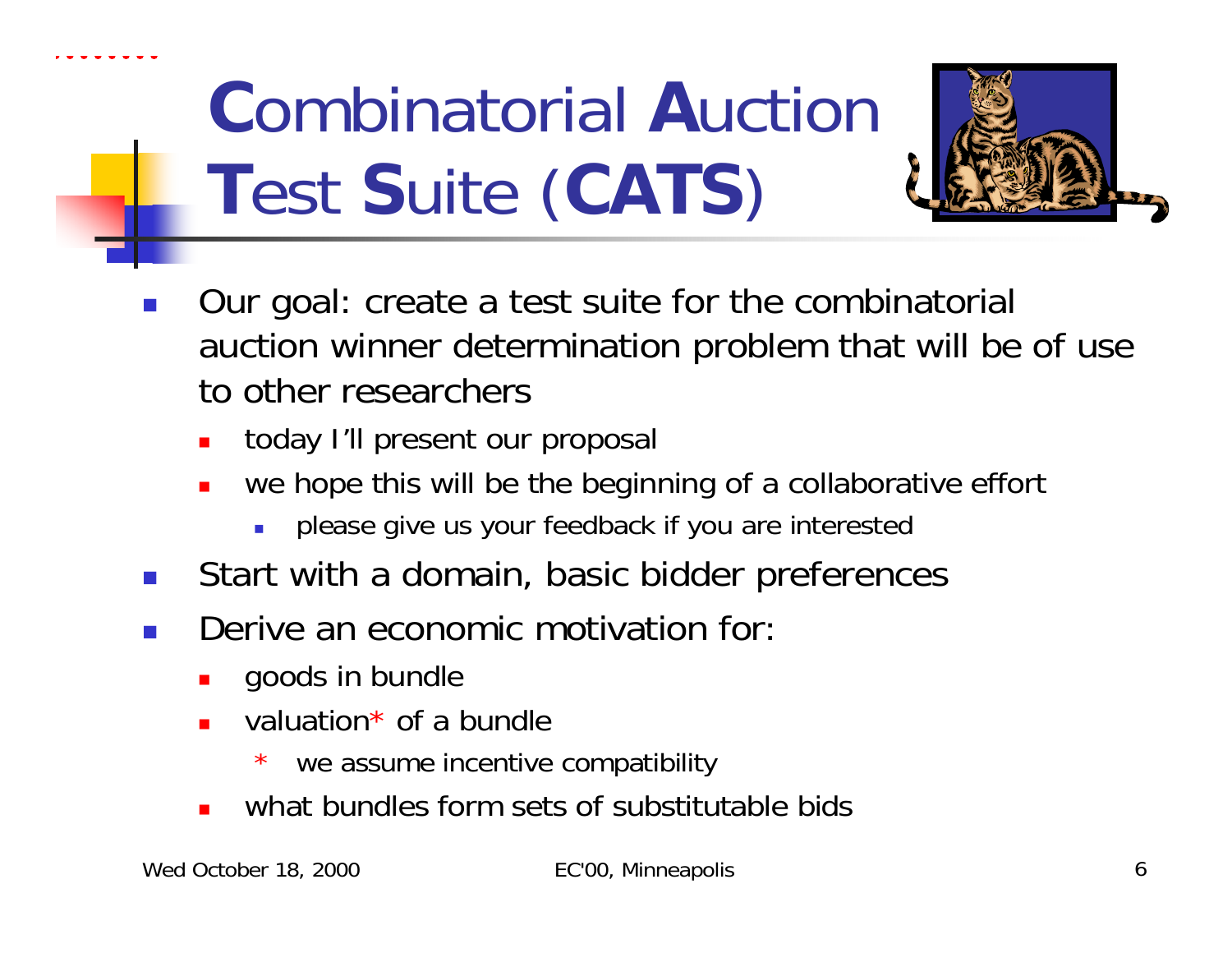# **C**ombinatorial **A**uction **T**est **S**uite (**CATS**)

- Our goal: create a test suite for the combinatorial auction winner determination problem that will be of use to other researchers
  - today I'll present our proposal
  - we hope this will be the beginning of a collaborative effort
    - please give us your feedback if you are interested
- Start with a domain, basic bidder preferences
- Derive an economic motivation for:
  - goods in bundle
  - valuation* of a bundle
    - \* we assume incentive compatibility
  - what bundles form sets of substitutable bids

Wed October 18, 2000 EC'00, Minneapolis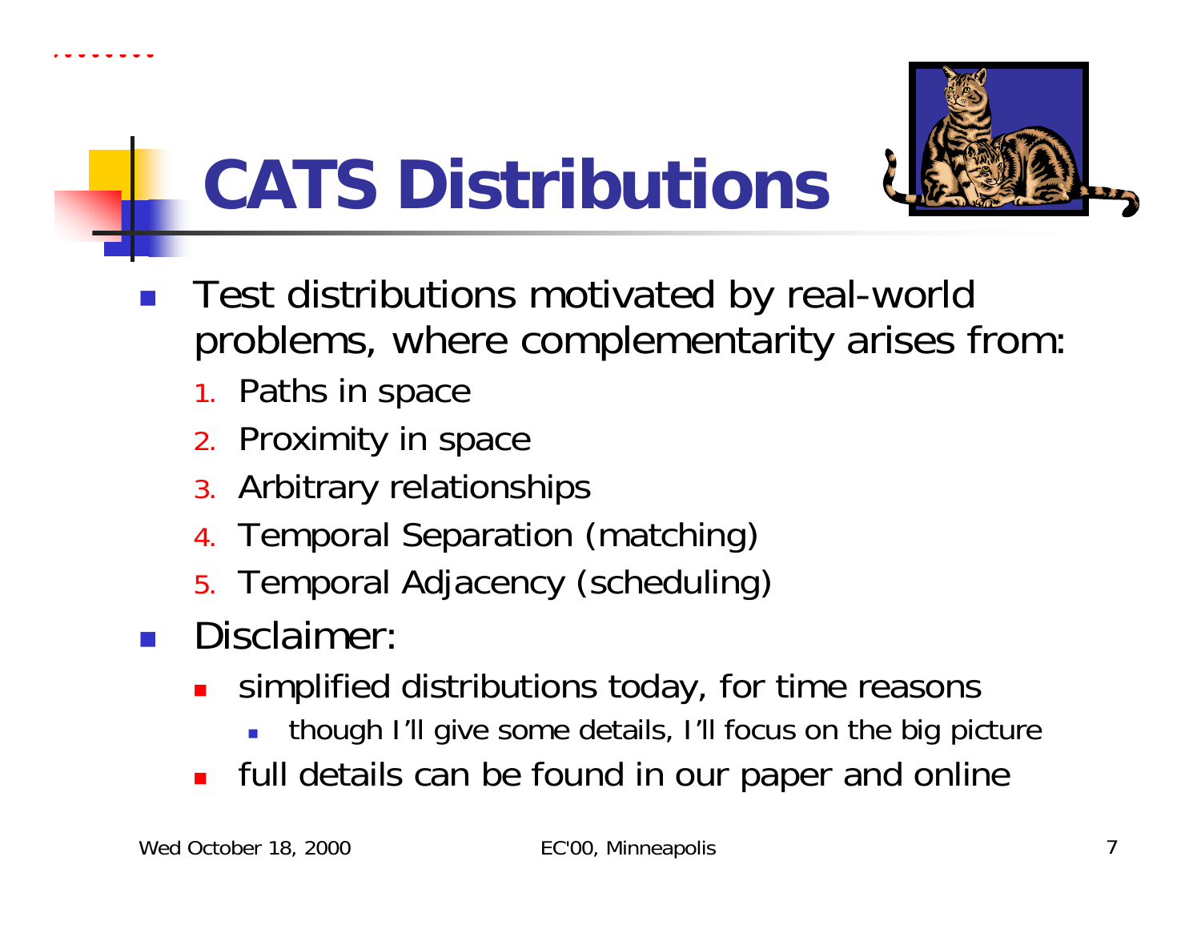# CATS Distributions

- Test distributions motivated by real-world problems, where complementarity arises from:
  1. Paths in space
  2. Proximity in space
  3. Arbitrary relationships
  4. Temporal Separation (matching)
  5. Temporal Adjacency (scheduling)
- Disclaimer:
  - simplified distributions today, for time reasons
    - though I'll give some details, I'll focus on the big picture
  - full details can be found in our paper and online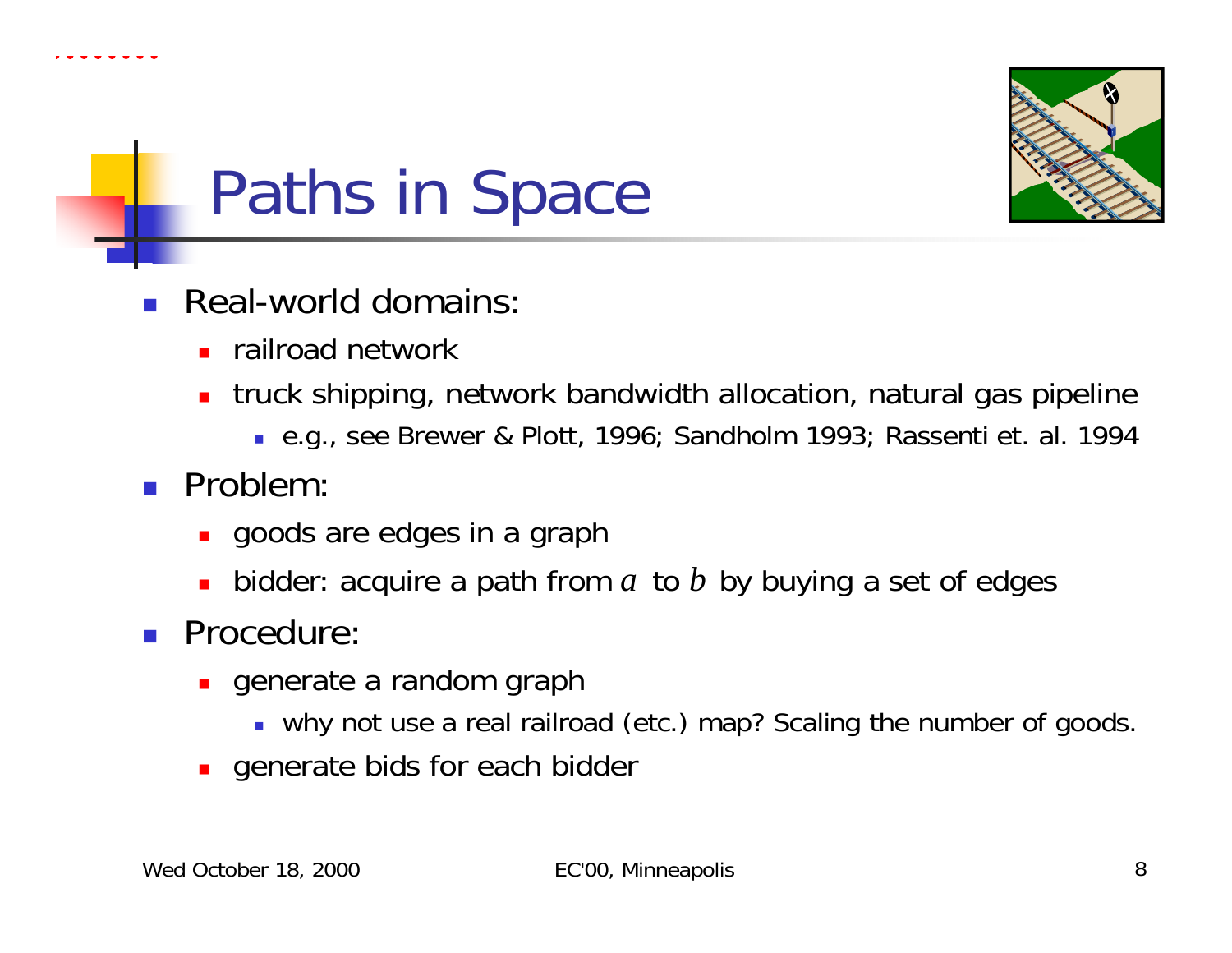# Paths in Space

- Real-world domains:
  - railroad network
  - truck shipping, network bandwidth allocation, natural gas pipeline
    - e.g., see Brewer & Plott, 1996; Sandholm 1993; Rassenti et. al. 1994
- Problem:
  - goods are edges in a graph
  - bidder: acquire a path from $a$ to $b$ by buying a set of edges
- Procedure:
  - generate a random graph
    - why not use a real railroad (etc.) map? Scaling the number of goods.
  - generate bids for each bidder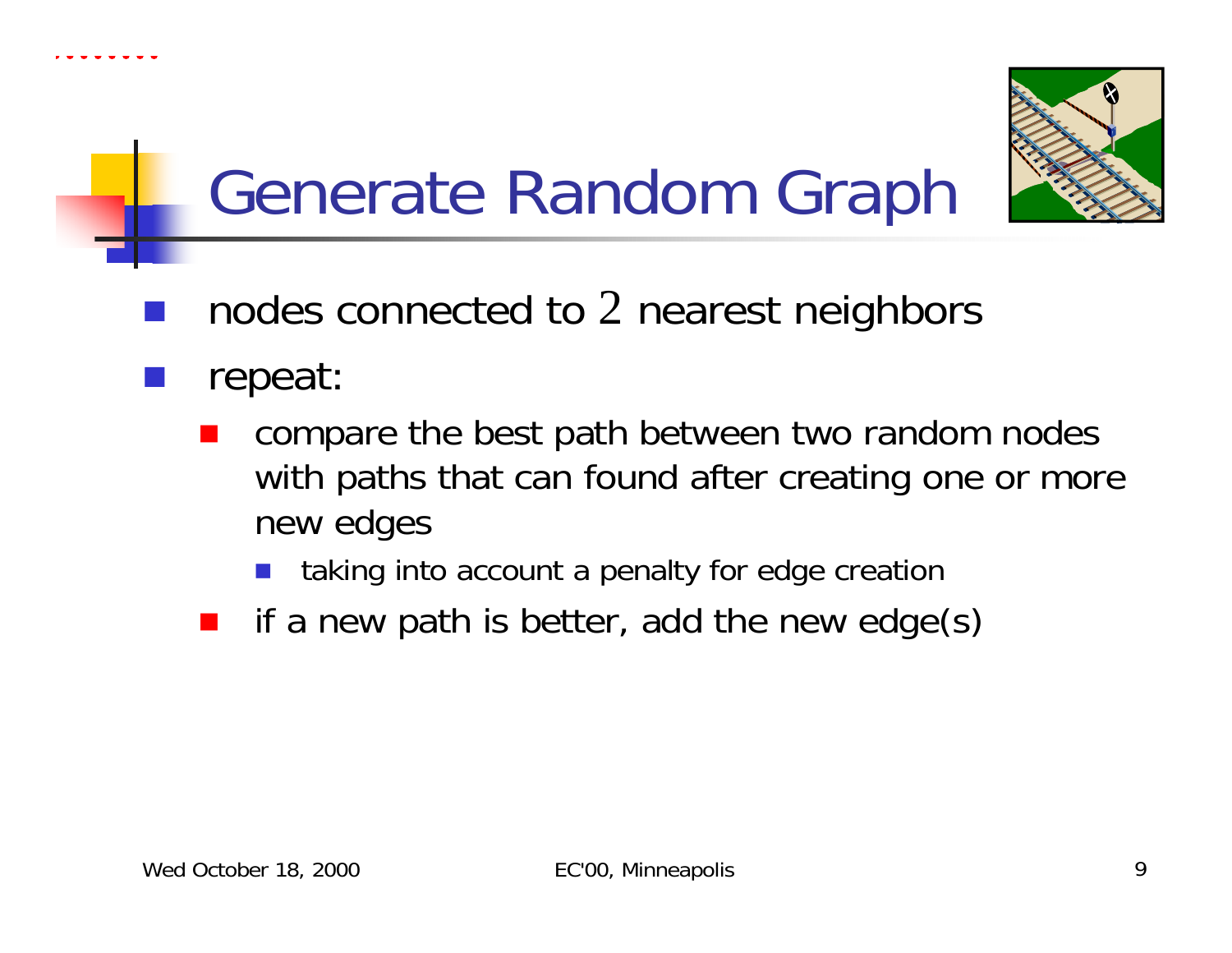# Generate Random Graph

- nodes connected to 2 nearest neighbors
- repeat:
  - compare the best path between two random nodes with paths that can found after creating one or more new edges
    - taking into account a penalty for edge creation
  - if a new path is better, add the new edge(s)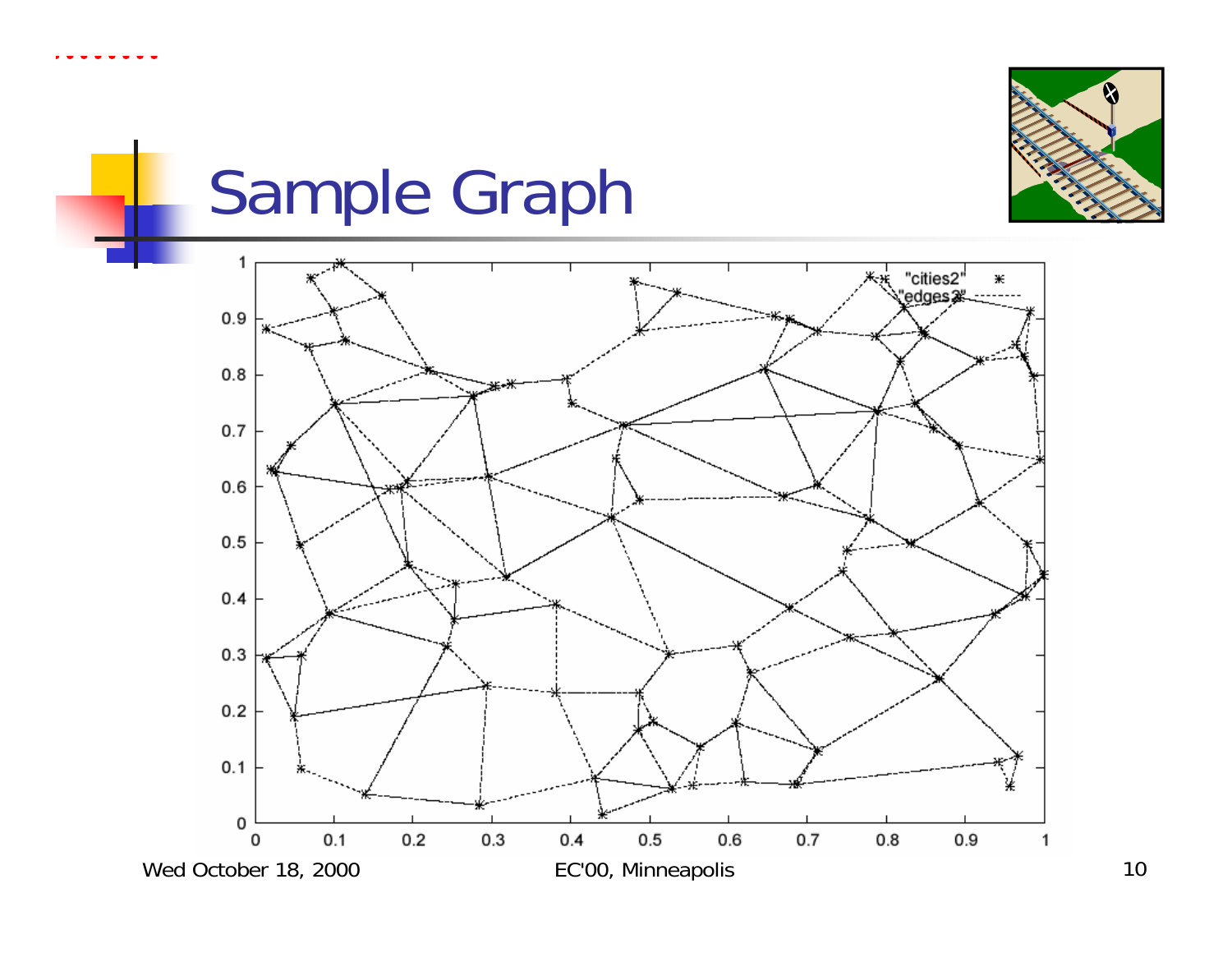# Sample Graph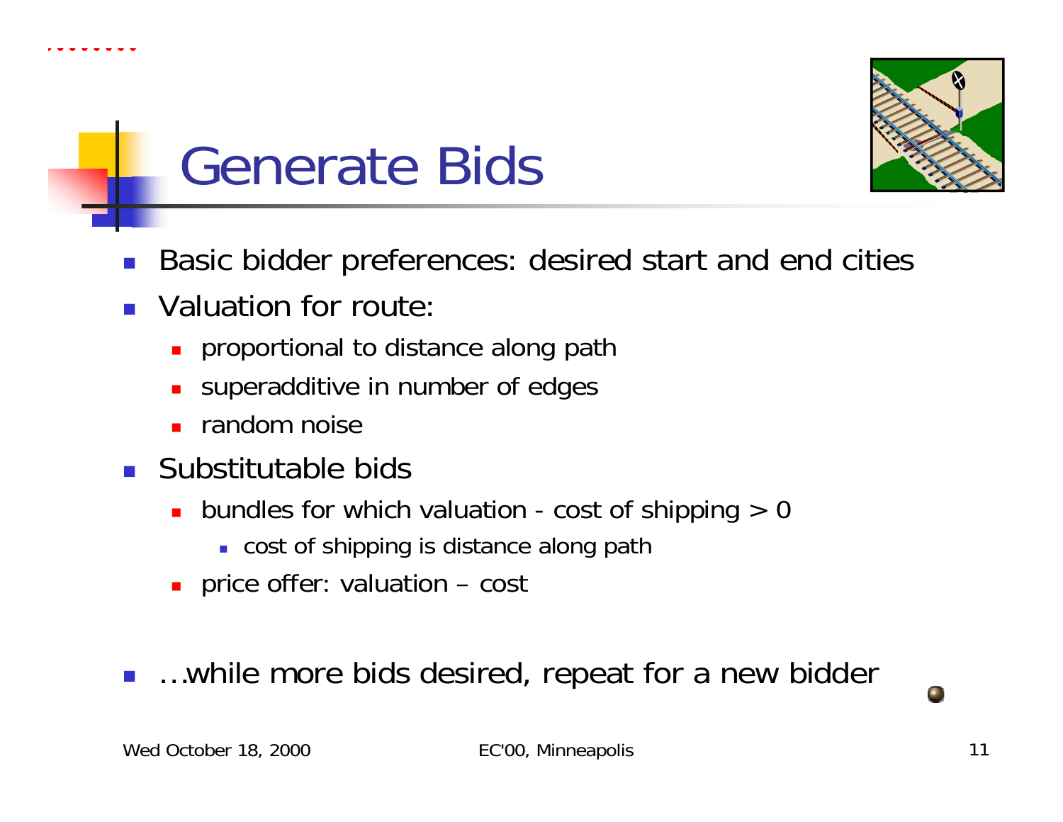# Generate Bids

- Basic bidder preferences: desired start and end cities
- Valuation for route:
  - proportional to distance along path
  - superadditive in number of edges
  - random noise
- Substitutable bids
  - bundles for which valuation - cost of shipping > 0
    - cost of shipping is distance along path
  - price offer: valuation – cost

- …while more bids desired, repeat for a new bidder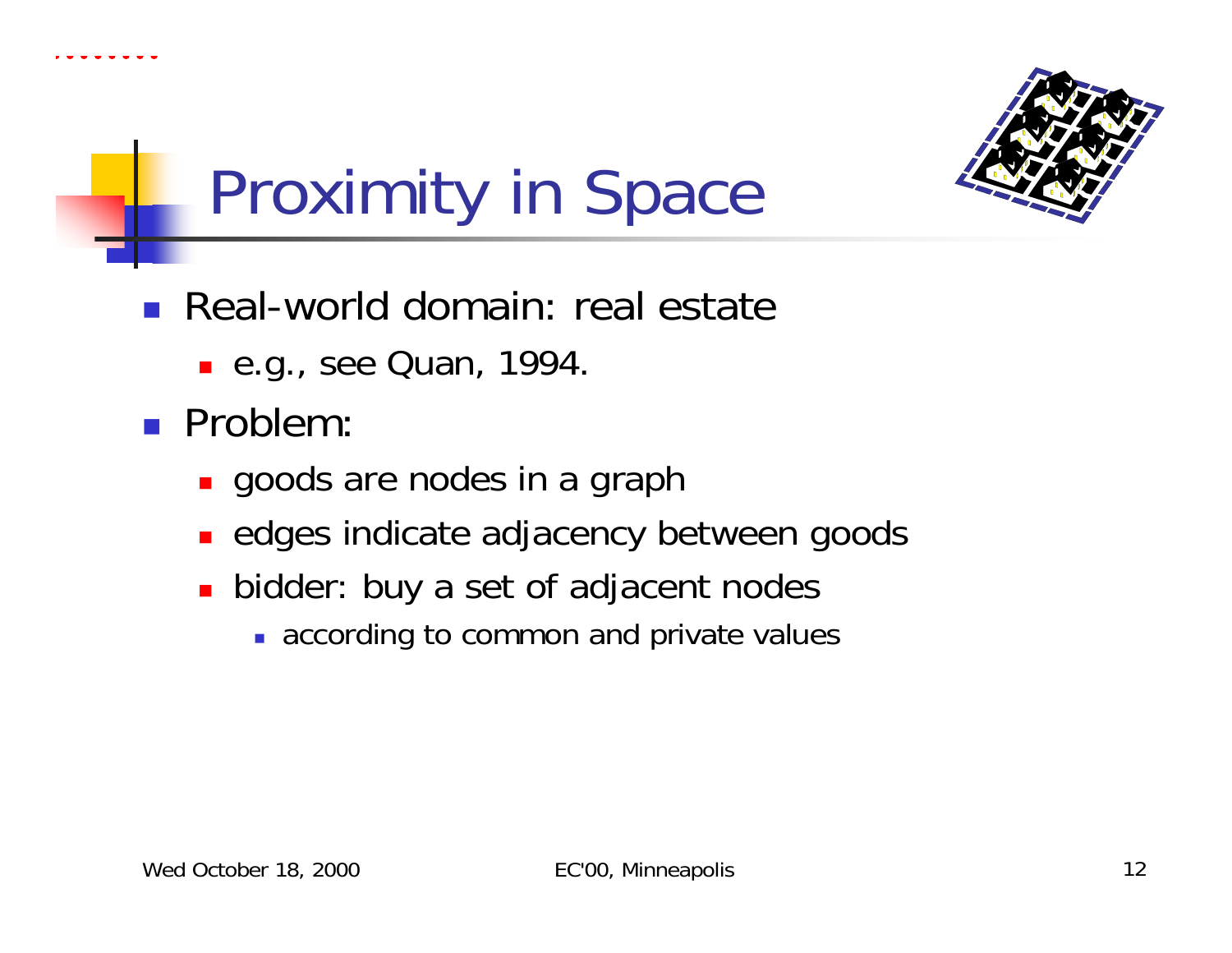# Proximity in Space

- Real-world domain: real estate
  - e.g., see Quan, 1994.
- Problem:
  - goods are nodes in a graph
  - edges indicate adjacency between goods
  - bidder: buy a set of adjacent nodes
    - according to common and private values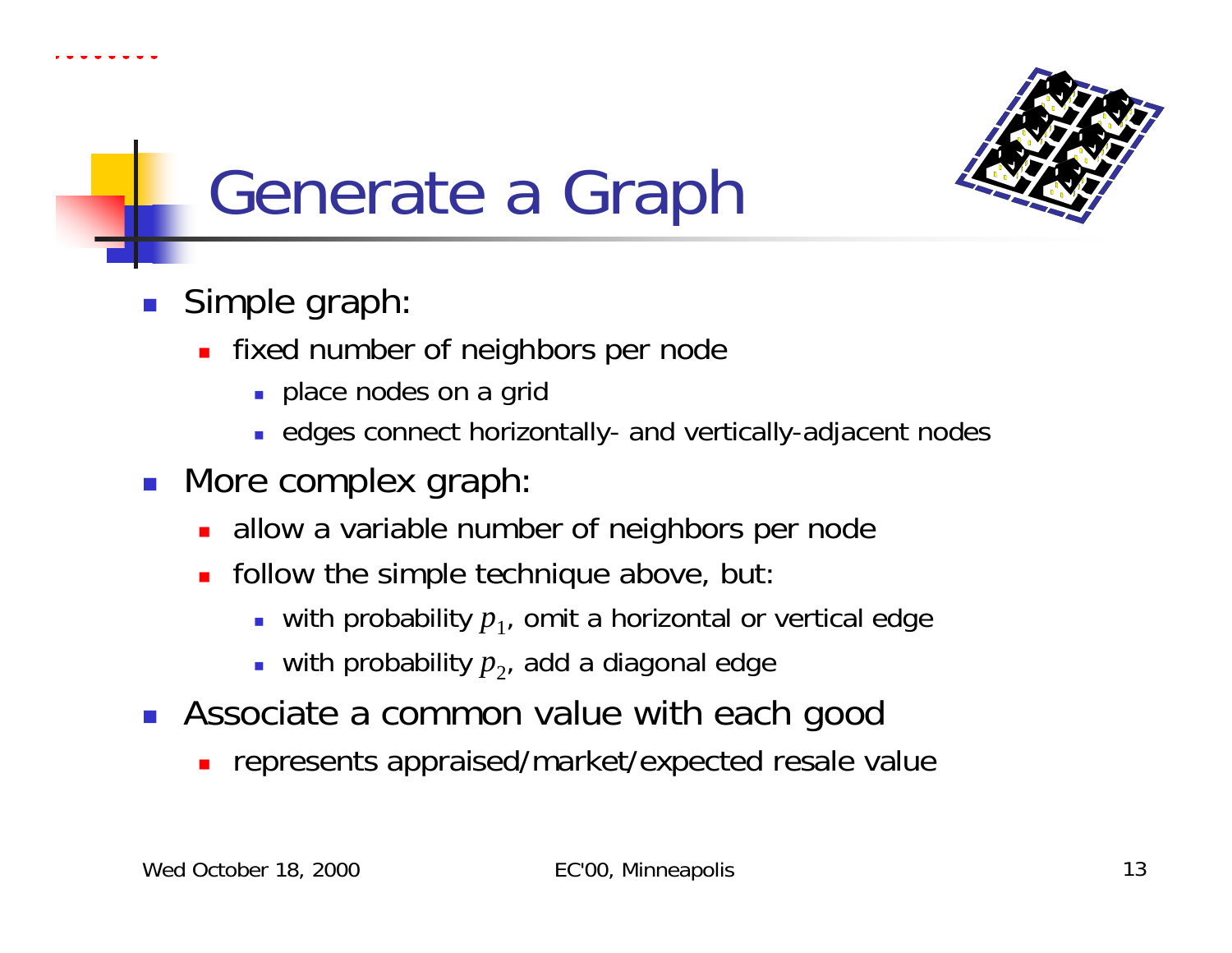# Generate a Graph

- Simple graph:
  - fixed number of neighbors per node
    - place nodes on a grid
    - edges connect horizontally- and vertically-adjacent nodes
- More complex graph:
  - allow a variable number of neighbors per node
  - follow the simple technique above, but:
    - with probability $p_1$, omit a horizontal or vertical edge
    - with probability $p_2$, add a diagonal edge
- Associate a common value with each good
  - represents appraised/market/expected resale value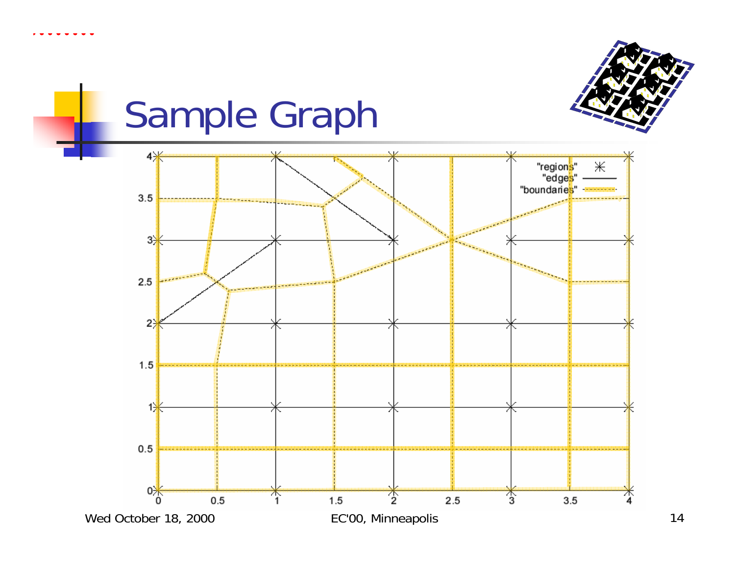# Sample Graph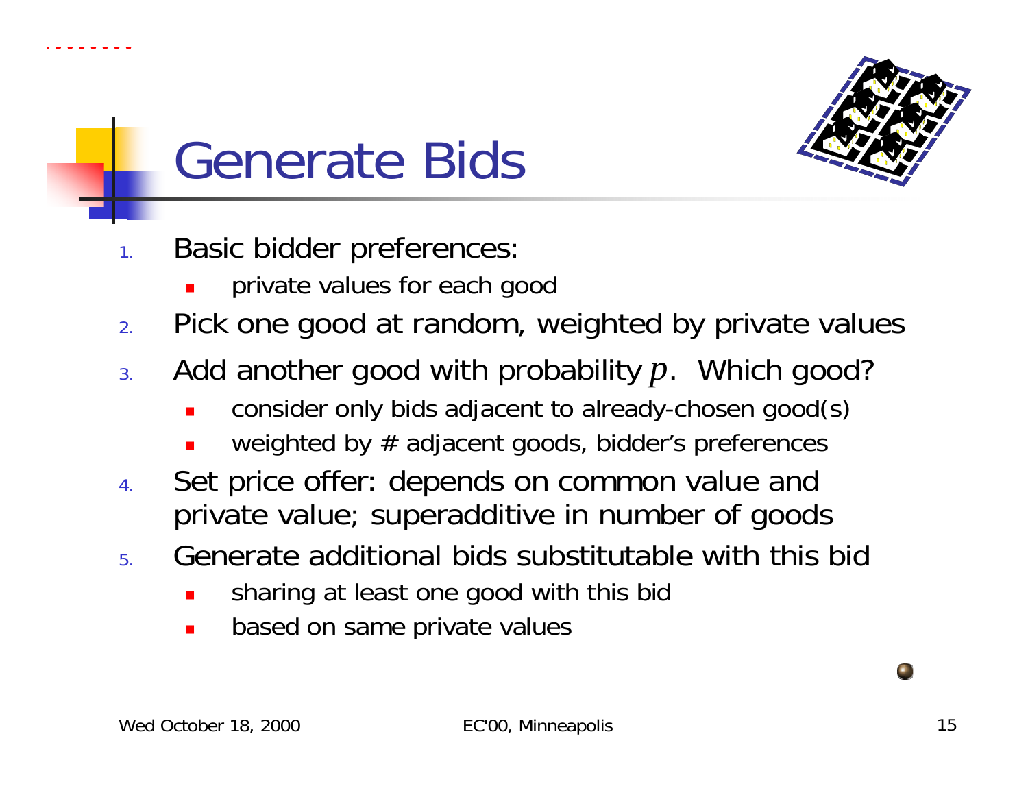# Generate Bids

1. Basic bidder preferences:
   - private values for each good
2. Pick one good at random, weighted by private values
3. Add another good with probability $p$. Which good?
   - consider only bids adjacent to already-chosen good(s)
   - weighted by # adjacent goods, bidder's preferences
4. Set price offer: depends on common value and private value; superadditive in number of goods
5. Generate additional bids substitutable with this bid
   - sharing at least one good with this bid
   - based on same private values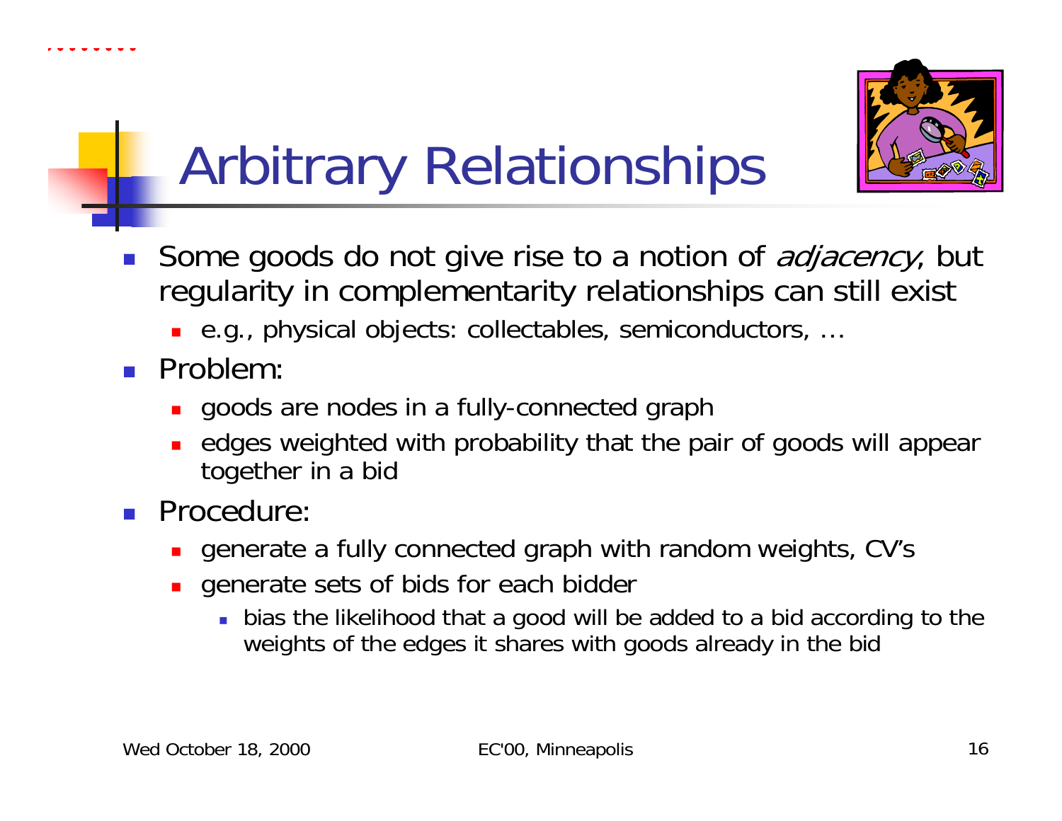# Arbitrary Relationships

- Some goods do not give rise to a notion of *adjacency*, but regularity in complementarity relationships can still exist
  - e.g., physical objects: collectables, semiconductors, …
- Problem:
  - goods are nodes in a fully-connected graph
  - edges weighted with probability that the pair of goods will appear together in a bid
- Procedure:
  - generate a fully connected graph with random weights, CV's
  - generate sets of bids for each bidder
    - bias the likelihood that a good will be added to a bid according to the weights of the edges it shares with goods already in the bid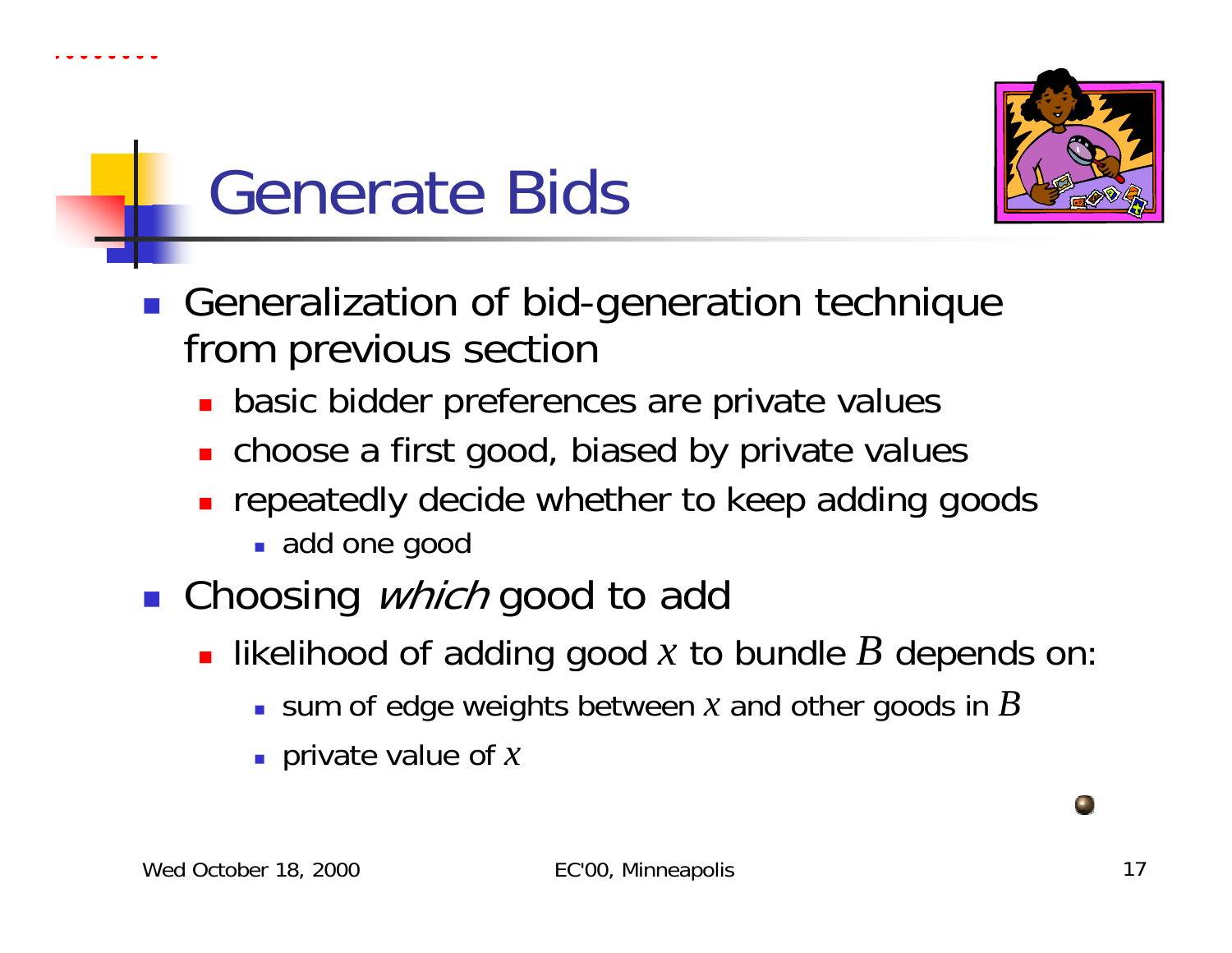# Generate Bids

- Generalization of bid-generation technique from previous section
  - basic bidder preferences are private values
  - choose a first good, biased by private values
  - repeatedly decide whether to keep adding goods
    - add one good
- Choosing *which* good to add
  - likelihood of adding good $x$ to bundle $B$ depends on:
    - sum of edge weights between $x$ and other goods in $B$
    - private value of $x$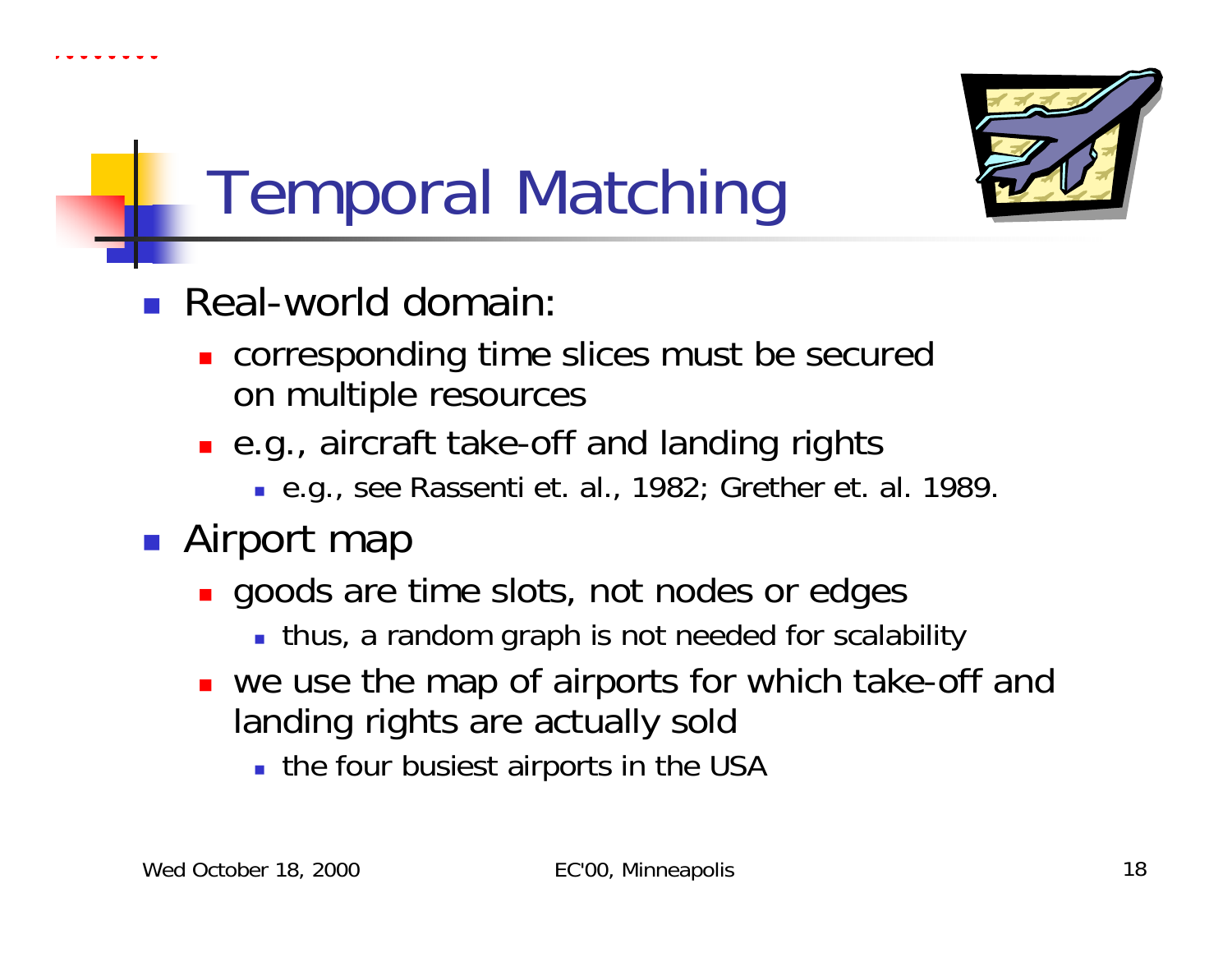# Temporal Matching

- Real-world domain:
  - corresponding time slices must be secured on multiple resources
  - e.g., aircraft take-off and landing rights
    - e.g., see Rassenti et. al., 1982; Grether et. al. 1989.
- Airport map
  - goods are time slots, not nodes or edges
    - thus, a random graph is not needed for scalability
  - we use the map of airports for which take-off and landing rights are actually sold
    - the four busiest airports in the USA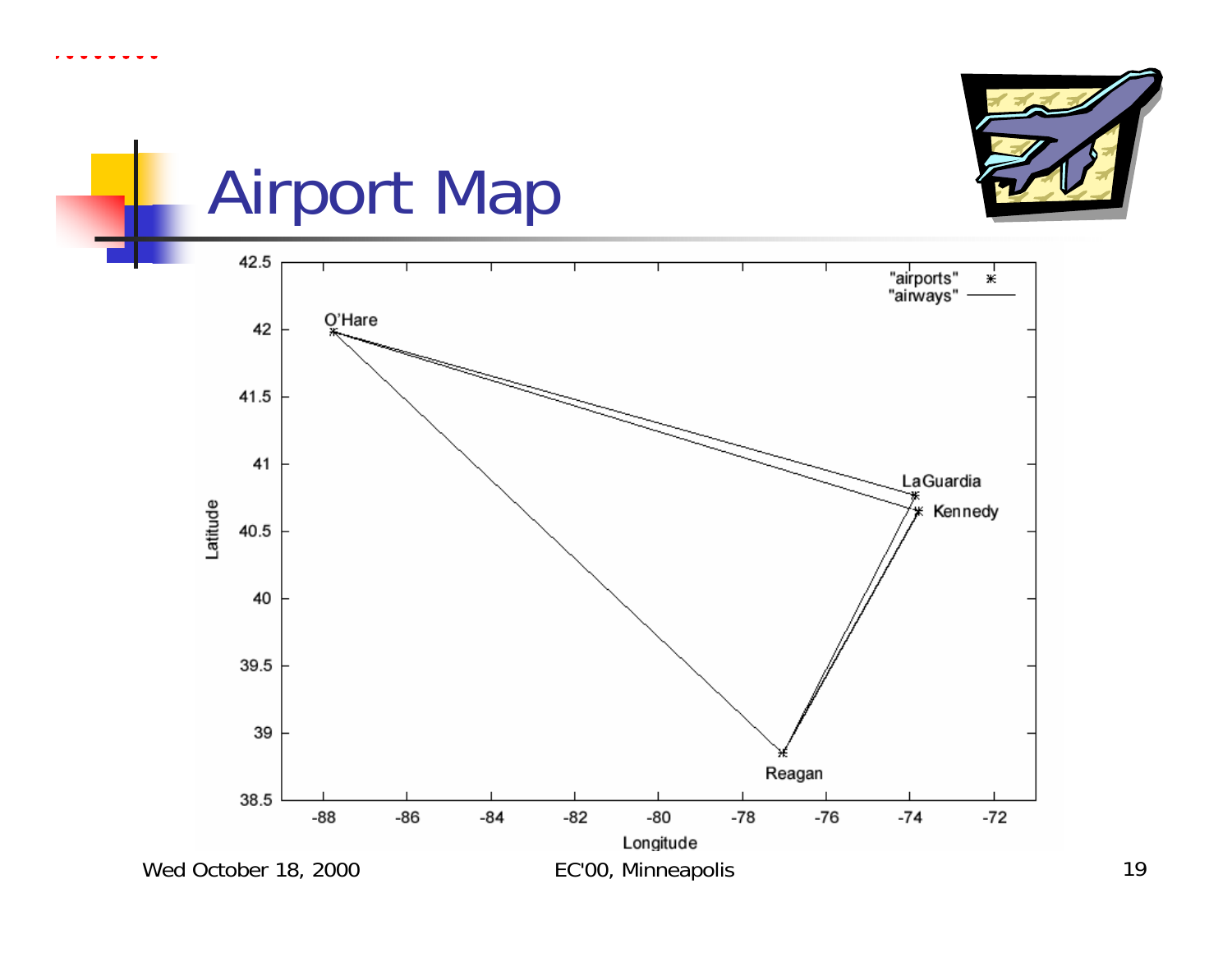# Airport Map

"airports" *
"airways" ———

O'Hare

LaGuardia

Kennedy

Reagan

Latitude

Longitude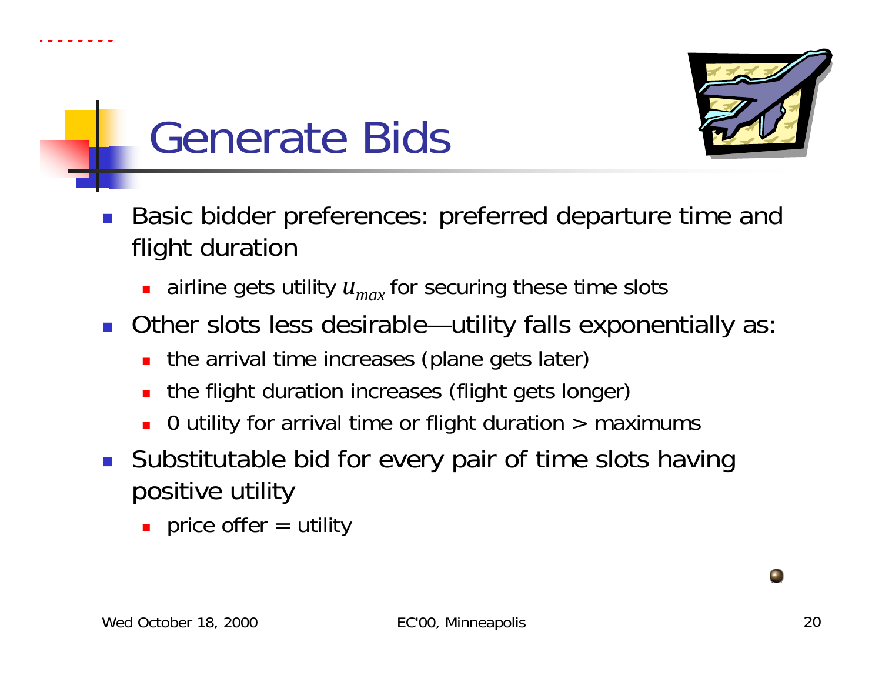# Generate Bids

- Basic bidder preferences: preferred departure time and flight duration
  - airline gets utility $u_{max}$ for securing these time slots
- Other slots less desirable—utility falls exponentially as:
  - the arrival time increases (plane gets later)
  - the flight duration increases (flight gets longer)
  - 0 utility for arrival time or flight duration > maximums
- Substitutable bid for every pair of time slots having positive utility
  - price offer = utility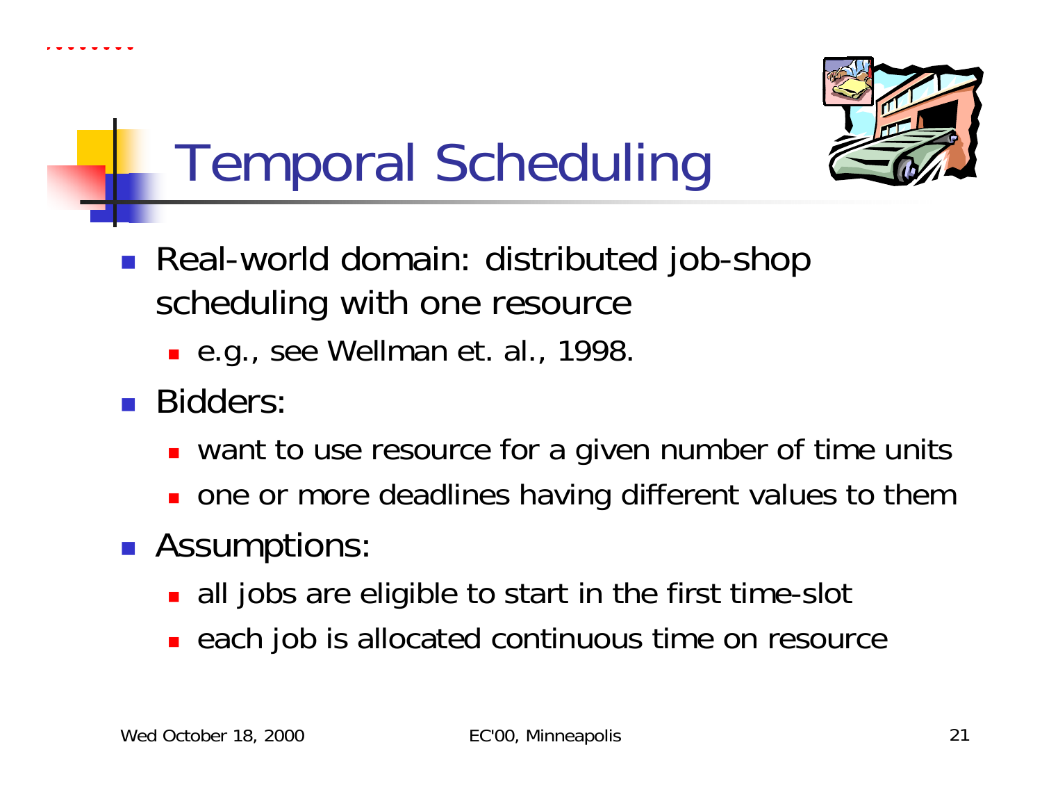# Temporal Scheduling

- Real-world domain: distributed job-shop scheduling with one resource
  - e.g., see Wellman et. al., 1998.
- Bidders:
  - want to use resource for a given number of time units
  - one or more deadlines having different values to them
- Assumptions:
  - all jobs are eligible to start in the first time-slot
  - each job is allocated continuous time on resource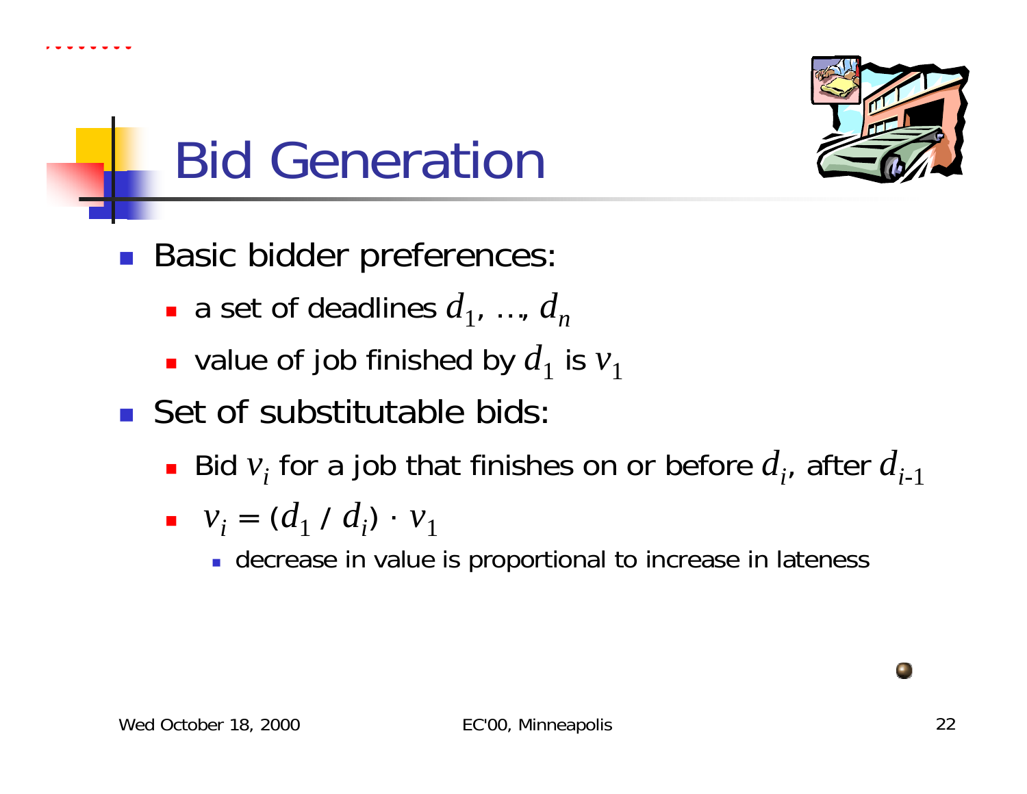# Bid Generation

- Basic bidder preferences:
  - a set of deadlines $d_1, \ldots, d_n$
  - value of job finished by $d_1$ is $v_1$
- Set of substitutable bids:
  - Bid $v_i$ for a job that finishes on or before $d_i$, after $d_{i-1}$
  - $v_i = (d_1 / d_i) \cdot v_1$
    - decrease in value is proportional to increase in lateness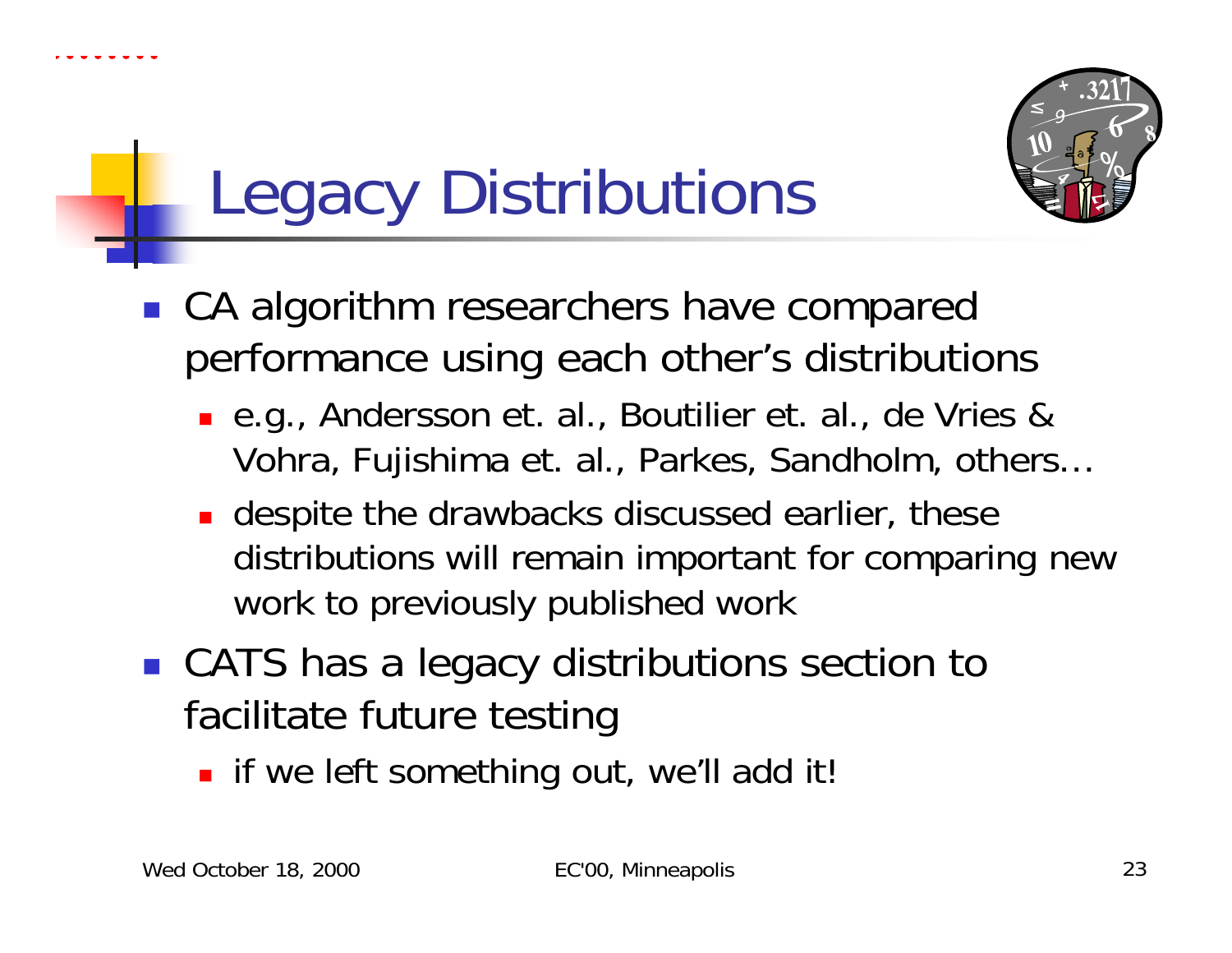# Legacy Distributions

- CA algorithm researchers have compared performance using each other's distributions
  - e.g., Andersson et. al., Boutilier et. al., de Vries & Vohra, Fujishima et. al., Parkes, Sandholm, others…
  - despite the drawbacks discussed earlier, these distributions will remain important for comparing new work to previously published work
- CATS has a legacy distributions section to facilitate future testing
  - if we left something out, we'll add it!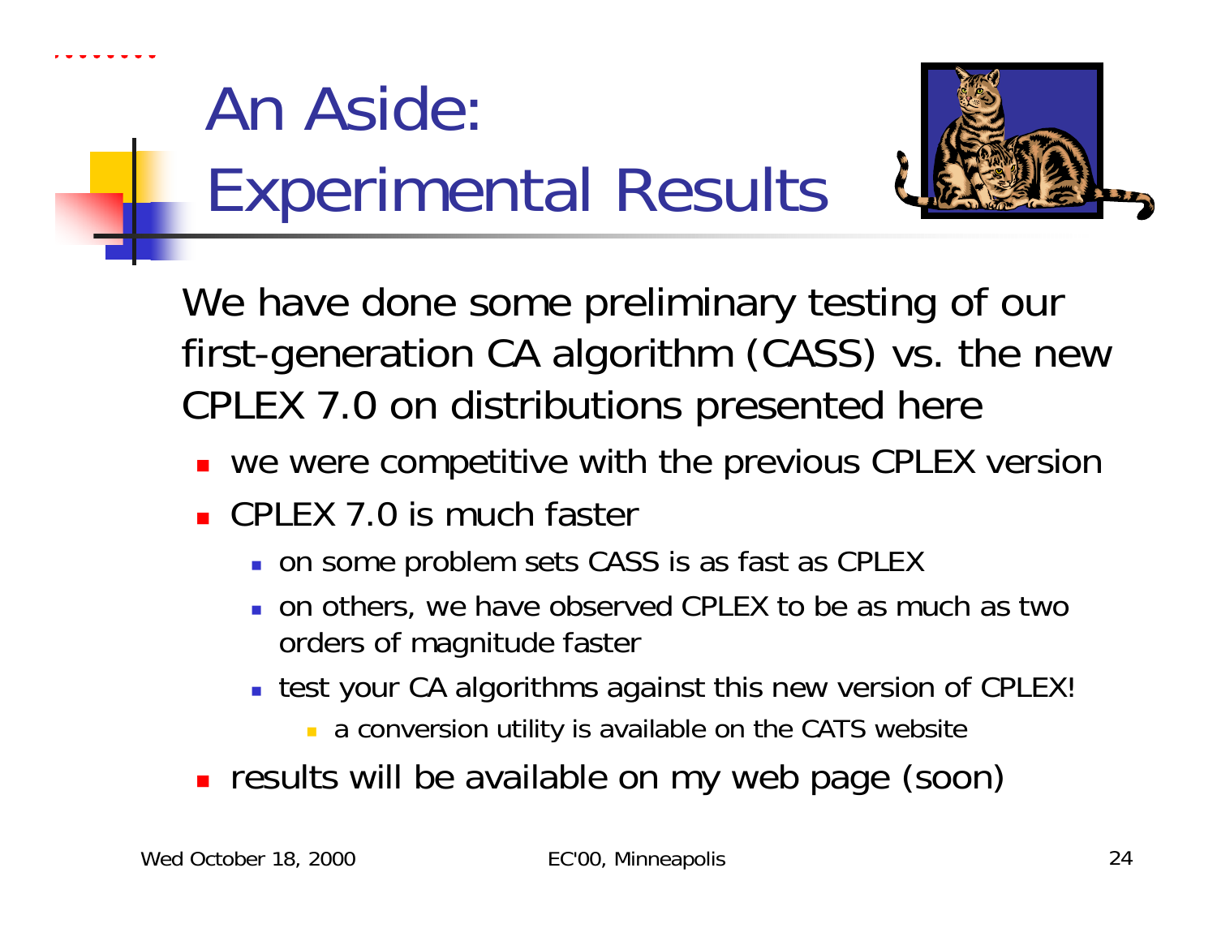# An Aside: Experimental Results

We have done some preliminary testing of our first-generation CA algorithm (CASS) vs. the new CPLEX 7.0 on distributions presented here

- we were competitive with the previous CPLEX version
- CPLEX 7.0 is much faster
  - on some problem sets CASS is as fast as CPLEX
  - on others, we have observed CPLEX to be as much as two orders of magnitude faster
  - test your CA algorithms against this new version of CPLEX!
    - a conversion utility is available on the CATS website
- results will be available on my web page (soon)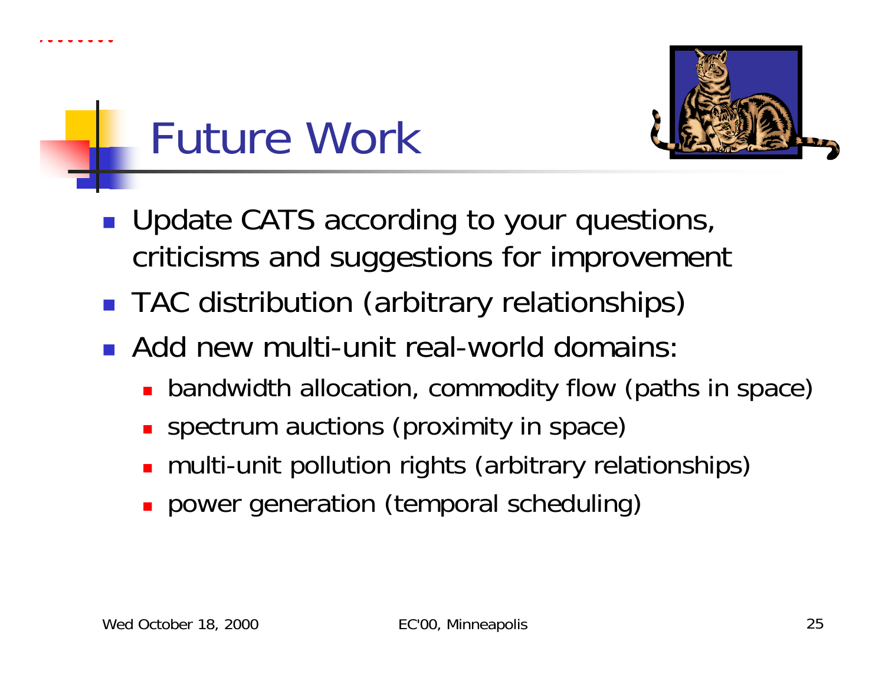# Future Work

- Update CATS according to your questions, criticisms and suggestions for improvement
- TAC distribution (arbitrary relationships)
- Add new multi-unit real-world domains:
  - bandwidth allocation, commodity flow (paths in space)
  - spectrum auctions (proximity in space)
  - multi-unit pollution rights (arbitrary relationships)
  - power generation (temporal scheduling)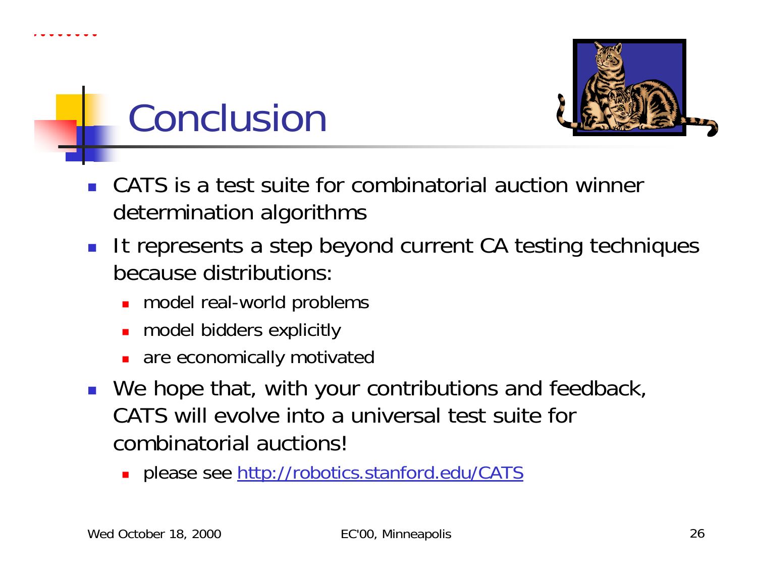# Conclusion

- CATS is a test suite for combinatorial auction winner determination algorithms
- It represents a step beyond current CA testing techniques because distributions:
  - model real-world problems
  - model bidders explicitly
  - are economically motivated
- We hope that, with your contributions and feedback, CATS will evolve into a universal test suite for combinatorial auctions!
  - please see http://robotics.stanford.edu/CATS